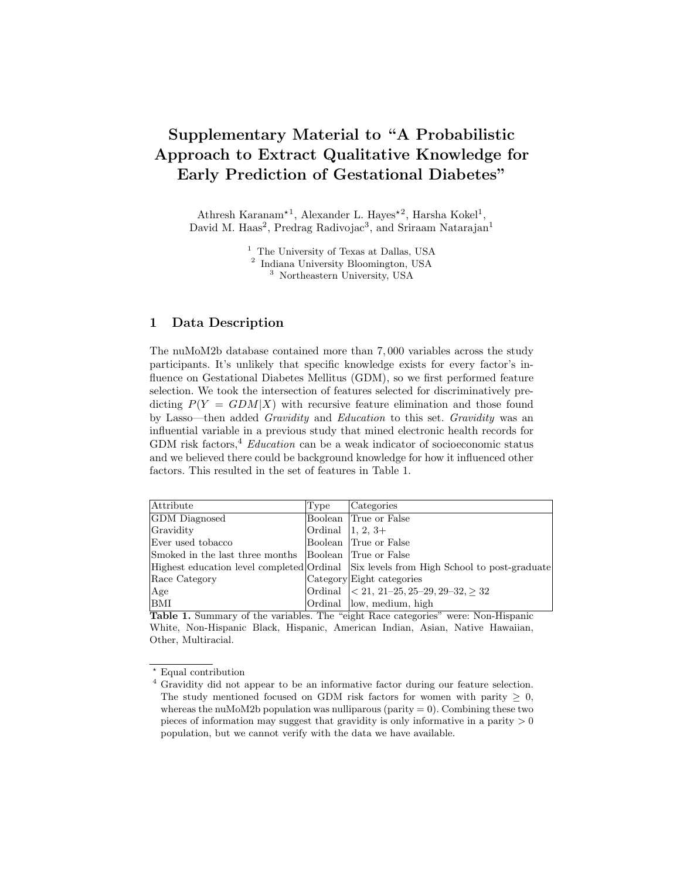# Supplementary Material to "A Probabilistic Approach to Extract Qualitative Knowledge for Early Prediction of Gestational Diabetes"

Athresh Karanam*[1], Alexander L. Hayes*[2], Harsha Kokel[1], David M. Haas[2], Predrag Radivojac[3], and Sriraam Natarajan[1]

[1] The University of Texas at Dallas, USA
[2] Indiana University Bloomington, USA
[3] Northeastern University, USA

## 1 Data Description

The nuMoM2b database contained more than $7,000$ variables across the study participants. It's unlikely that specific knowledge exists for every factor's influence on Gestational Diabetes Mellitus (GDM), so we first performed feature selection. We took the intersection of features selected for discriminatively predicting $P(Y = GDM|X)$ with recursive feature elimination and those found by Lasso—then added *Gravidity* and *Education* to this set. *Gravidity* was an influential variable in a previous study that mined electronic health records for GDM risk factors,[4] *Education* can be a weak indicator of socioeconomic status and we believed there could be background knowledge for how it influenced other factors. This resulted in the set of features in Table 1.

| Attribute | Type | Categories |
|---|---|---|
| GDM Diagnosed | Boolean | True or False |
| Gravidity | Ordinal | 1, 2, 3+ |
| Ever used tobacco | Boolean | True or False |
| Smoked in the last three months | Boolean | True or False |
| Highest education level completed | Ordinal | Six levels from High School to post-graduate |
| Race Category | Category | Eight categories |
| Age | Ordinal | $< 21$, 21–25, 25–29, 29–32, $\geq 32$ |
| BMI | Ordinal | low, medium, high |

**Table 1.** Summary of the variables. The "eight Race categories" were: Non-Hispanic White, Non-Hispanic Black, Hispanic, American Indian, Asian, Native Hawaiian, Other, Multiracial.

---

* Equal contribution

[4] Gravidity did not appear to be an informative factor during our feature selection. The study mentioned focused on GDM risk factors for women with parity $\geq 0$, whereas the nuMoM2b population was nulliparous (parity $= 0$). Combining these two pieces of information may suggest that gravidity is only informative in a parity $> 0$ population, but we cannot verify with the data we have available.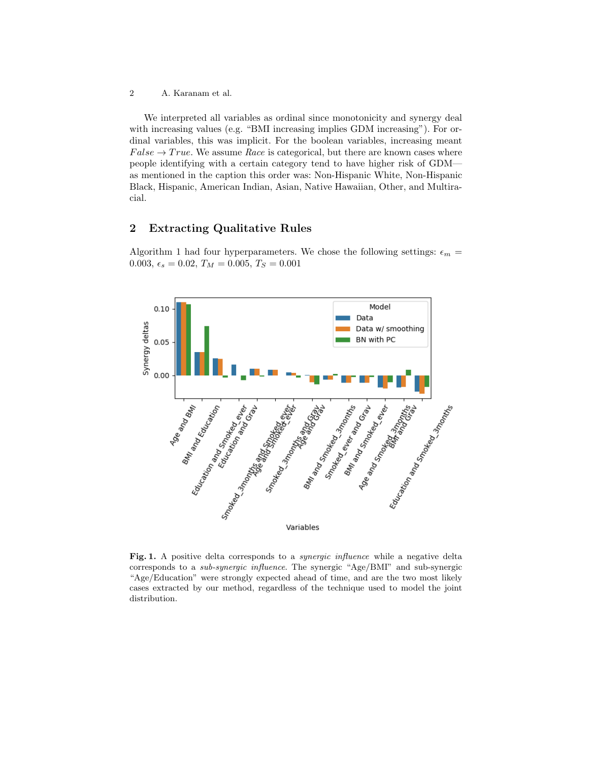We interpreted all variables as ordinal since monotonicity and synergy deal with increasing values (e.g. "BMI increasing implies GDM increasing"). For ordinal variables, this was implicit. For the boolean variables, increasing meant $False \rightarrow True$. We assume *Race* is categorical, but there are known cases where people identifying with a certain category tend to have higher risk of GDM—as mentioned in the caption this order was: Non-Hispanic White, Non-Hispanic Black, Hispanic, American Indian, Asian, Native Hawaiian, Other, and Multiracial.

## 2 Extracting Qualitative Rules

Algorithm 1 had four hyperparameters. We chose the following settings: $\epsilon_m = 0.003$, $\epsilon_s = 0.02$, $T_M = 0.005$, $T_S = 0.001$

Model
Data
Data w/ smoothing
BN with PC

Synergy deltas
0.10
0.05
0.00

Age and BMI
BMI and Education
Education and Smoked_ever
Education and Grav
Smoked_3months and Smoked_ever
Age and Smoked_ever
Smoked_3months and Grav
Age and Grav
BMI and Smoked_3months
Smoked_ever and Grav
BMI and Smoked_ever
Age and Smoked_3months
BMI and Grav
Education and Smoked_3months

Variables

**Fig. 1.** A positive delta corresponds to a *synergic influence* while a negative delta corresponds to a *sub-synergic influence*. The synergic "Age/BMI" and sub-synergic "Age/Education" were strongly expected ahead of time, and are the two most likely cases extracted by our method, regardless of the technique used to model the joint distribution.